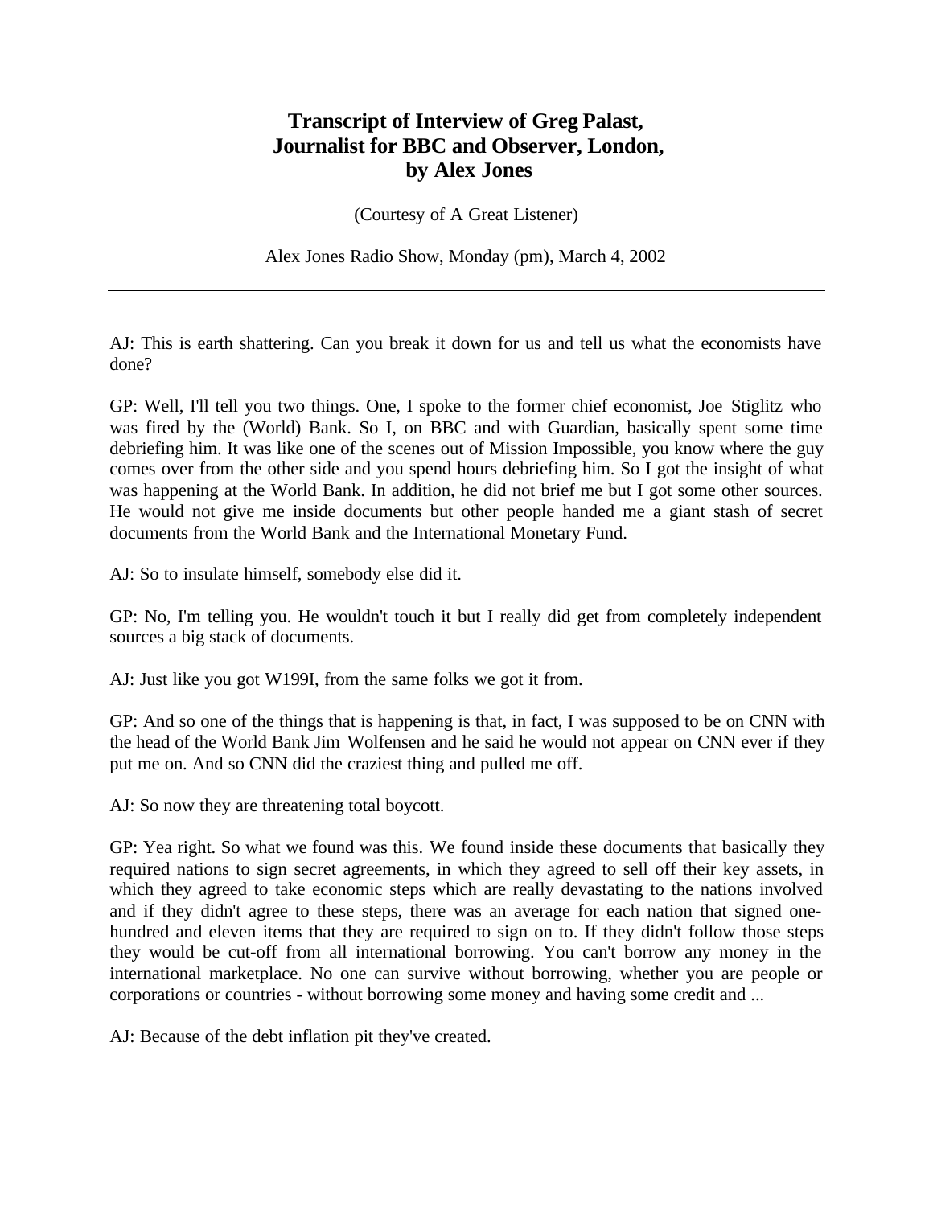# Transcript of Interview of Greg Palast, Journalist for BBC and Observer, London, by Alex Jones

(Courtesy of A Great Listener)

Alex Jones Radio Show, Monday (pm), March 4, 2002

---

AJ: This is earth shattering. Can you break it down for us and tell us what the economists have done?

GP: Well, I'll tell you two things. One, I spoke to the former chief economist, Joe Stiglitz who was fired by the (World) Bank. So I, on BBC and with Guardian, basically spent some time debriefing him. It was like one of the scenes out of Mission Impossible, you know where the guy comes over from the other side and you spend hours debriefing him. So I got the insight of what was happening at the World Bank. In addition, he did not brief me but I got some other sources. He would not give me inside documents but other people handed me a giant stash of secret documents from the World Bank and the International Monetary Fund.

AJ: So to insulate himself, somebody else did it.

GP: No, I'm telling you. He wouldn't touch it but I really did get from completely independent sources a big stack of documents.

AJ: Just like you got W199I, from the same folks we got it from.

GP: And so one of the things that is happening is that, in fact, I was supposed to be on CNN with the head of the World Bank Jim Wolfensen and he said he would not appear on CNN ever if they put me on. And so CNN did the craziest thing and pulled me off.

AJ: So now they are threatening total boycott.

GP: Yea right. So what we found was this. We found inside these documents that basically they required nations to sign secret agreements, in which they agreed to sell off their key assets, in which they agreed to take economic steps which are really devastating to the nations involved and if they didn't agree to these steps, there was an average for each nation that signed one-hundred and eleven items that they are required to sign on to. If they didn't follow those steps they would be cut-off from all international borrowing. You can't borrow any money in the international marketplace. No one can survive without borrowing, whether you are people or corporations or countries - without borrowing some money and having some credit and ...

AJ: Because of the debt inflation pit they've created.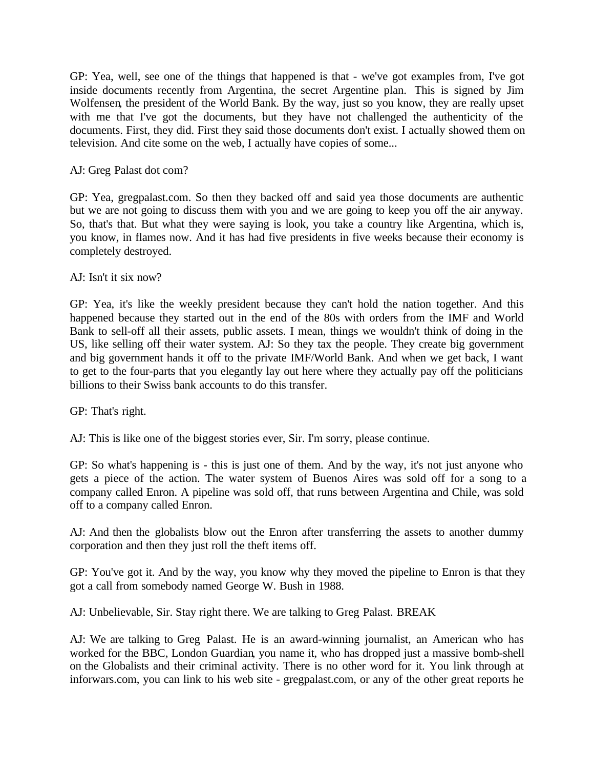GP: Yea, well, see one of the things that happened is that - we've got examples from, I've got inside documents recently from Argentina, the secret Argentine plan. This is signed by Jim Wolfensen, the president of the World Bank. By the way, just so you know, they are really upset with me that I've got the documents, but they have not challenged the authenticity of the documents. First, they did. First they said those documents don't exist. I actually showed them on television. And cite some on the web, I actually have copies of some...

AJ: Greg Palast dot com?

GP: Yea, gregpalast.com. So then they backed off and said yea those documents are authentic but we are not going to discuss them with you and we are going to keep you off the air anyway. So, that's that. But what they were saying is look, you take a country like Argentina, which is, you know, in flames now. And it has had five presidents in five weeks because their economy is completely destroyed.

AJ: Isn't it six now?

GP: Yea, it's like the weekly president because they can't hold the nation together. And this happened because they started out in the end of the 80s with orders from the IMF and World Bank to sell-off all their assets, public assets. I mean, things we wouldn't think of doing in the US, like selling off their water system. AJ: So they tax the people. They create big government and big government hands it off to the private IMF/World Bank. And when we get back, I want to get to the four-parts that you elegantly lay out here where they actually pay off the politicians billions to their Swiss bank accounts to do this transfer.

GP: That's right.

AJ: This is like one of the biggest stories ever, Sir. I'm sorry, please continue.

GP: So what's happening is - this is just one of them. And by the way, it's not just anyone who gets a piece of the action. The water system of Buenos Aires was sold off for a song to a company called Enron. A pipeline was sold off, that runs between Argentina and Chile, was sold off to a company called Enron.

AJ: And then the globalists blow out the Enron after transferring the assets to another dummy corporation and then they just roll the theft items off.

GP: You've got it. And by the way, you know why they moved the pipeline to Enron is that they got a call from somebody named George W. Bush in 1988.

AJ: Unbelievable, Sir. Stay right there. We are talking to Greg Palast. BREAK

AJ: We are talking to Greg Palast. He is an award-winning journalist, an American who has worked for the BBC, London Guardian, you name it, who has dropped just a massive bomb-shell on the Globalists and their criminal activity. There is no other word for it. You link through at inforwars.com, you can link to his web site - gregpalast.com, or any of the other great reports he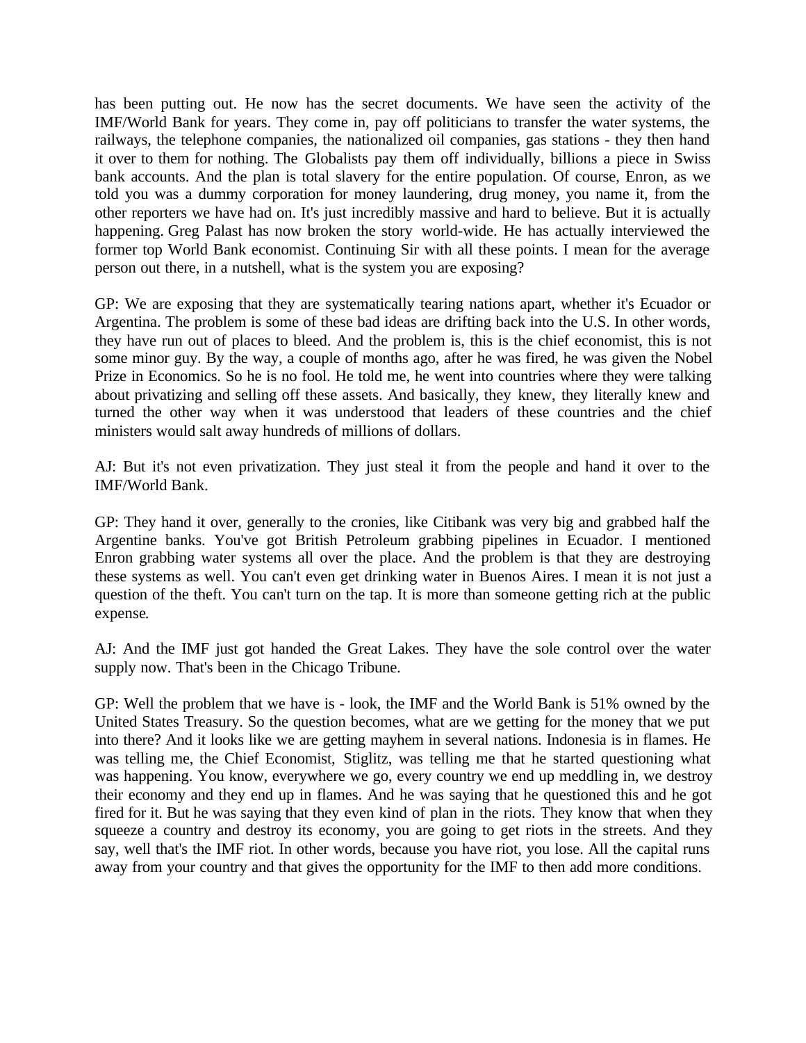has been putting out. He now has the secret documents. We have seen the activity of the IMF/World Bank for years. They come in, pay off politicians to transfer the water systems, the railways, the telephone companies, the nationalized oil companies, gas stations - they then hand it over to them for nothing. The Globalists pay them off individually, billions a piece in Swiss bank accounts. And the plan is total slavery for the entire population. Of course, Enron, as we told you was a dummy corporation for money laundering, drug money, you name it, from the other reporters we have had on. It's just incredibly massive and hard to believe. But it is actually happening. Greg Palast has now broken the story world-wide. He has actually interviewed the former top World Bank economist. Continuing Sir with all these points. I mean for the average person out there, in a nutshell, what is the system you are exposing?

GP: We are exposing that they are systematically tearing nations apart, whether it's Ecuador or Argentina. The problem is some of these bad ideas are drifting back into the U.S. In other words, they have run out of places to bleed. And the problem is, this is the chief economist, this is not some minor guy. By the way, a couple of months ago, after he was fired, he was given the Nobel Prize in Economics. So he is no fool. He told me, he went into countries where they were talking about privatizing and selling off these assets. And basically, they knew, they literally knew and turned the other way when it was understood that leaders of these countries and the chief ministers would salt away hundreds of millions of dollars.

AJ: But it's not even privatization. They just steal it from the people and hand it over to the IMF/World Bank.

GP: They hand it over, generally to the cronies, like Citibank was very big and grabbed half the Argentine banks. You've got British Petroleum grabbing pipelines in Ecuador. I mentioned Enron grabbing water systems all over the place. And the problem is that they are destroying these systems as well. You can't even get drinking water in Buenos Aires. I mean it is not just a question of the theft. You can't turn on the tap. It is more than someone getting rich at the public expense.

AJ: And the IMF just got handed the Great Lakes. They have the sole control over the water supply now. That's been in the Chicago Tribune.

GP: Well the problem that we have is - look, the IMF and the World Bank is 51% owned by the United States Treasury. So the question becomes, what are we getting for the money that we put into there? And it looks like we are getting mayhem in several nations. Indonesia is in flames. He was telling me, the Chief Economist, Stiglitz, was telling me that he started questioning what was happening. You know, everywhere we go, every country we end up meddling in, we destroy their economy and they end up in flames. And he was saying that he questioned this and he got fired for it. But he was saying that they even kind of plan in the riots. They know that when they squeeze a country and destroy its economy, you are going to get riots in the streets. And they say, well that's the IMF riot. In other words, because you have riot, you lose. All the capital runs away from your country and that gives the opportunity for the IMF to then add more conditions.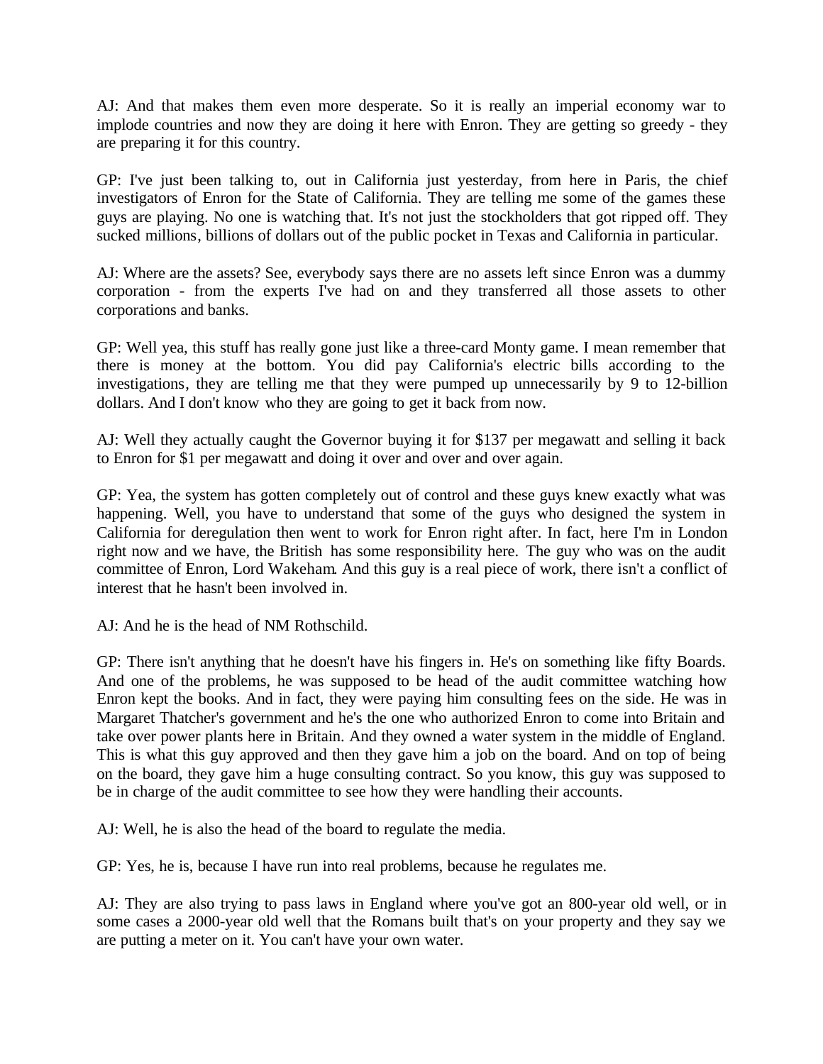AJ: And that makes them even more desperate. So it is really an imperial economy war to implode countries and now they are doing it here with Enron. They are getting so greedy - they are preparing it for this country.

GP: I've just been talking to, out in California just yesterday, from here in Paris, the chief investigators of Enron for the State of California. They are telling me some of the games these guys are playing. No one is watching that. It's not just the stockholders that got ripped off. They sucked millions, billions of dollars out of the public pocket in Texas and California in particular.

AJ: Where are the assets? See, everybody says there are no assets left since Enron was a dummy corporation - from the experts I've had on and they transferred all those assets to other corporations and banks.

GP: Well yea, this stuff has really gone just like a three-card Monty game. I mean remember that there is money at the bottom. You did pay California's electric bills according to the investigations, they are telling me that they were pumped up unnecessarily by 9 to 12-billion dollars. And I don't know who they are going to get it back from now.

AJ: Well they actually caught the Governor buying it for $137 per megawatt and selling it back to Enron for $1 per megawatt and doing it over and over and over again.

GP: Yea, the system has gotten completely out of control and these guys knew exactly what was happening. Well, you have to understand that some of the guys who designed the system in California for deregulation then went to work for Enron right after. In fact, here I'm in London right now and we have, the British has some responsibility here. The guy who was on the audit committee of Enron, Lord Wakeham. And this guy is a real piece of work, there isn't a conflict of interest that he hasn't been involved in.

AJ: And he is the head of NM Rothschild.

GP: There isn't anything that he doesn't have his fingers in. He's on something like fifty Boards. And one of the problems, he was supposed to be head of the audit committee watching how Enron kept the books. And in fact, they were paying him consulting fees on the side. He was in Margaret Thatcher's government and he's the one who authorized Enron to come into Britain and take over power plants here in Britain. And they owned a water system in the middle of England. This is what this guy approved and then they gave him a job on the board. And on top of being on the board, they gave him a huge consulting contract. So you know, this guy was supposed to be in charge of the audit committee to see how they were handling their accounts.

AJ: Well, he is also the head of the board to regulate the media.

GP: Yes, he is, because I have run into real problems, because he regulates me.

AJ: They are also trying to pass laws in England where you've got an 800-year old well, or in some cases a 2000-year old well that the Romans built that's on your property and they say we are putting a meter on it. You can't have your own water.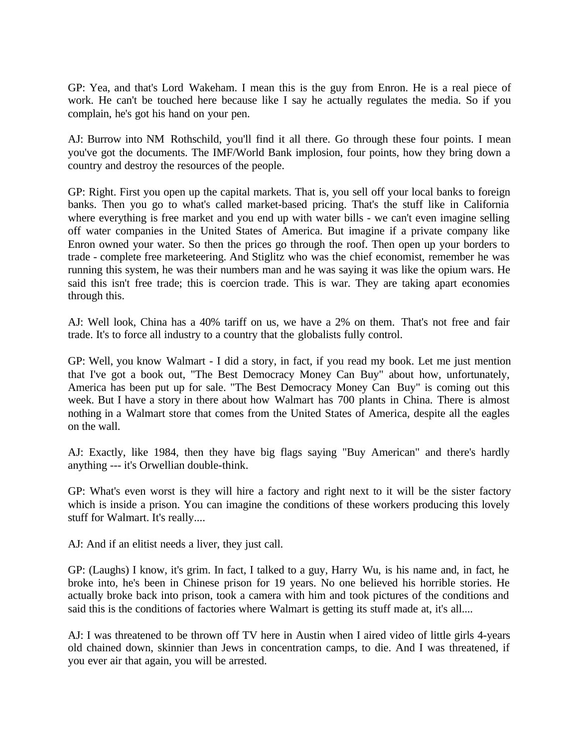GP: Yea, and that's Lord Wakeham. I mean this is the guy from Enron. He is a real piece of work. He can't be touched here because like I say he actually regulates the media. So if you complain, he's got his hand on your pen.

AJ: Burrow into NM Rothschild, you'll find it all there. Go through these four points. I mean you've got the documents. The IMF/World Bank implosion, four points, how they bring down a country and destroy the resources of the people.

GP: Right. First you open up the capital markets. That is, you sell off your local banks to foreign banks. Then you go to what's called market-based pricing. That's the stuff like in California where everything is free market and you end up with water bills - we can't even imagine selling off water companies in the United States of America. But imagine if a private company like Enron owned your water. So then the prices go through the roof. Then open up your borders to trade - complete free marketeering. And Stiglitz who was the chief economist, remember he was running this system, he was their numbers man and he was saying it was like the opium wars. He said this isn't free trade; this is coercion trade. This is war. They are taking apart economies through this.

AJ: Well look, China has a 40% tariff on us, we have a 2% on them. That's not free and fair trade. It's to force all industry to a country that the globalists fully control.

GP: Well, you know Walmart - I did a story, in fact, if you read my book. Let me just mention that I've got a book out, "The Best Democracy Money Can Buy" about how, unfortunately, America has been put up for sale. "The Best Democracy Money Can Buy" is coming out this week. But I have a story in there about how Walmart has 700 plants in China. There is almost nothing in a Walmart store that comes from the United States of America, despite all the eagles on the wall.

AJ: Exactly, like 1984, then they have big flags saying "Buy American" and there's hardly anything --- it's Orwellian double-think.

GP: What's even worst is they will hire a factory and right next to it will be the sister factory which is inside a prison. You can imagine the conditions of these workers producing this lovely stuff for Walmart. It's really....

AJ: And if an elitist needs a liver, they just call.

GP: (Laughs) I know, it's grim. In fact, I talked to a guy, Harry Wu, is his name and, in fact, he broke into, he's been in Chinese prison for 19 years. No one believed his horrible stories. He actually broke back into prison, took a camera with him and took pictures of the conditions and said this is the conditions of factories where Walmart is getting its stuff made at, it's all....

AJ: I was threatened to be thrown off TV here in Austin when I aired video of little girls 4-years old chained down, skinnier than Jews in concentration camps, to die. And I was threatened, if you ever air that again, you will be arrested.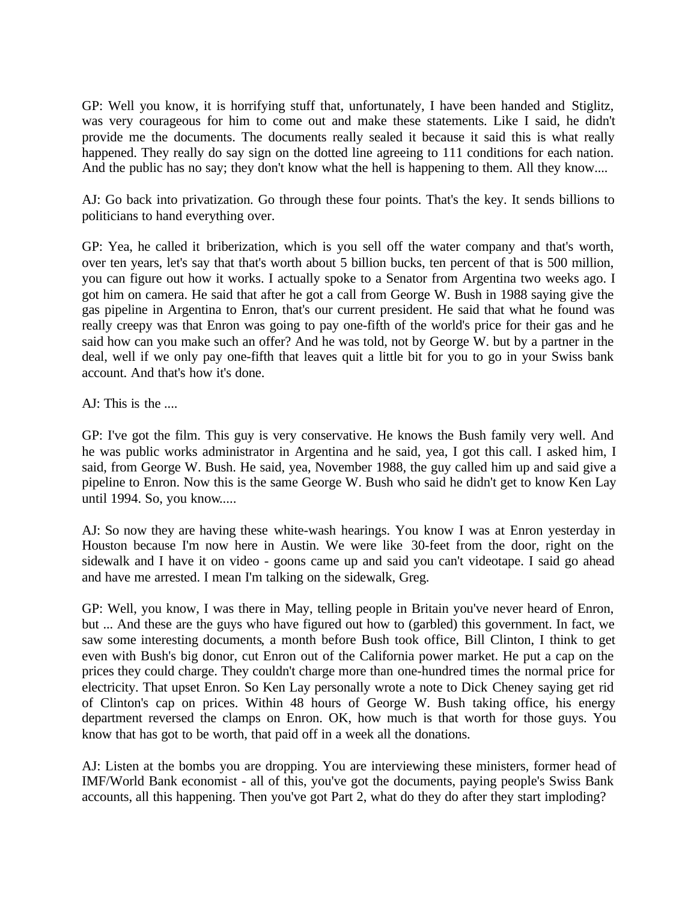GP: Well you know, it is horrifying stuff that, unfortunately, I have been handed and Stiglitz, was very courageous for him to come out and make these statements. Like I said, he didn't provide me the documents. The documents really sealed it because it said this is what really happened. They really do say sign on the dotted line agreeing to 111 conditions for each nation. And the public has no say; they don't know what the hell is happening to them. All they know....

AJ: Go back into privatization. Go through these four points. That's the key. It sends billions to politicians to hand everything over.

GP: Yea, he called it briberization, which is you sell off the water company and that's worth, over ten years, let's say that that's worth about 5 billion bucks, ten percent of that is 500 million, you can figure out how it works. I actually spoke to a Senator from Argentina two weeks ago. I got him on camera. He said that after he got a call from George W. Bush in 1988 saying give the gas pipeline in Argentina to Enron, that's our current president. He said that what he found was really creepy was that Enron was going to pay one-fifth of the world's price for their gas and he said how can you make such an offer? And he was told, not by George W. but by a partner in the deal, well if we only pay one-fifth that leaves quit a little bit for you to go in your Swiss bank account. And that's how it's done.

AJ: This is the ....

GP: I've got the film. This guy is very conservative. He knows the Bush family very well. And he was public works administrator in Argentina and he said, yea, I got this call. I asked him, I said, from George W. Bush. He said, yea, November 1988, the guy called him up and said give a pipeline to Enron. Now this is the same George W. Bush who said he didn't get to know Ken Lay until 1994. So, you know.....

AJ: So now they are having these white-wash hearings. You know I was at Enron yesterday in Houston because I'm now here in Austin. We were like 30-feet from the door, right on the sidewalk and I have it on video - goons came up and said you can't videotape. I said go ahead and have me arrested. I mean I'm talking on the sidewalk, Greg.

GP: Well, you know, I was there in May, telling people in Britain you've never heard of Enron, but ... And these are the guys who have figured out how to (garbled) this government. In fact, we saw some interesting documents, a month before Bush took office, Bill Clinton, I think to get even with Bush's big donor, cut Enron out of the California power market. He put a cap on the prices they could charge. They couldn't charge more than one-hundred times the normal price for electricity. That upset Enron. So Ken Lay personally wrote a note to Dick Cheney saying get rid of Clinton's cap on prices. Within 48 hours of George W. Bush taking office, his energy department reversed the clamps on Enron. OK, how much is that worth for those guys. You know that has got to be worth, that paid off in a week all the donations.

AJ: Listen at the bombs you are dropping. You are interviewing these ministers, former head of IMF/World Bank economist - all of this, you've got the documents, paying people's Swiss Bank accounts, all this happening. Then you've got Part 2, what do they do after they start imploding?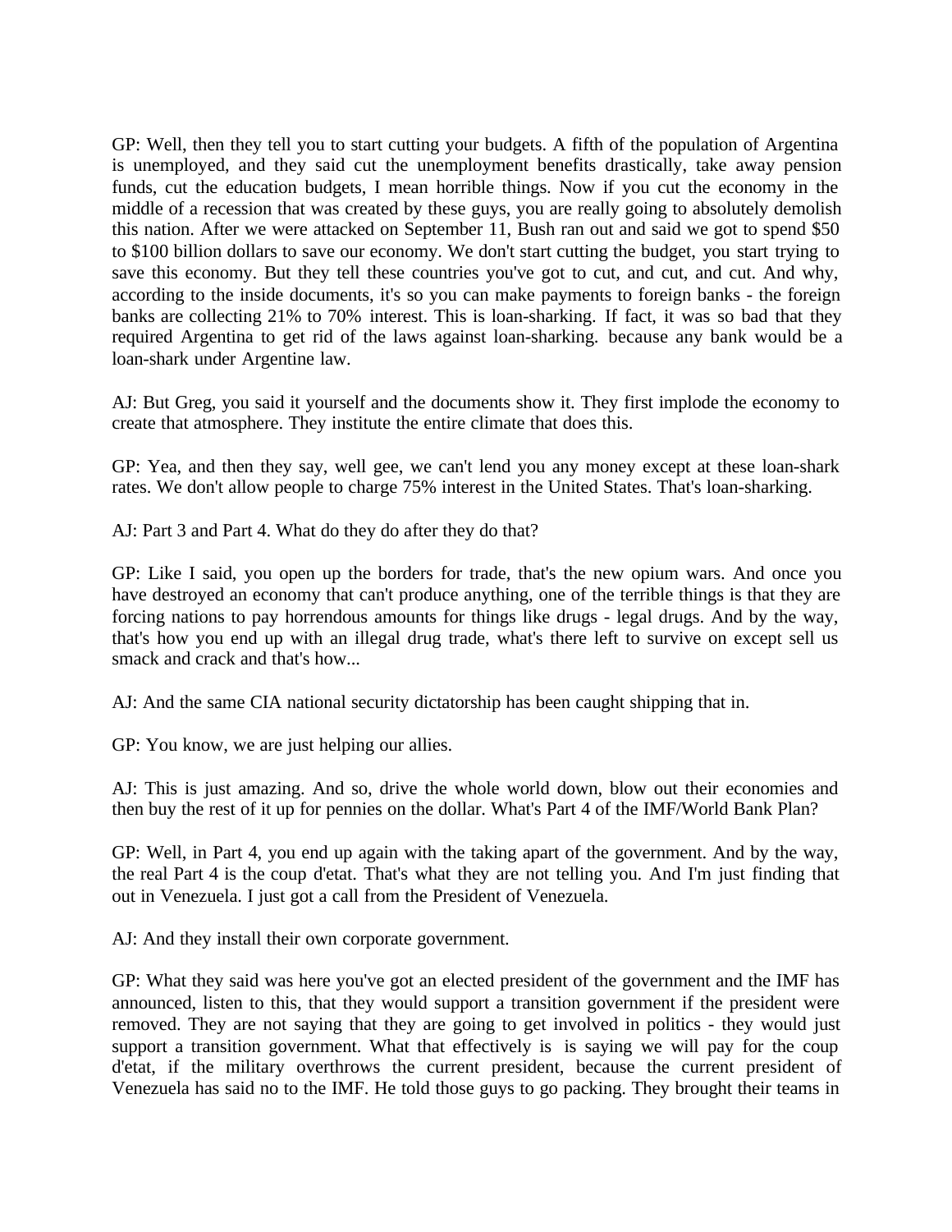GP: Well, then they tell you to start cutting your budgets. A fifth of the population of Argentina is unemployed, and they said cut the unemployment benefits drastically, take away pension funds, cut the education budgets, I mean horrible things. Now if you cut the economy in the middle of a recession that was created by these guys, you are really going to absolutely demolish this nation. After we were attacked on September 11, Bush ran out and said we got to spend $50 to $100 billion dollars to save our economy. We don't start cutting the budget, you start trying to save this economy. But they tell these countries you've got to cut, and cut, and cut. And why, according to the inside documents, it's so you can make payments to foreign banks - the foreign banks are collecting 21% to 70% interest. This is loan-sharking. If fact, it was so bad that they required Argentina to get rid of the laws against loan-sharking. because any bank would be a loan-shark under Argentine law.

AJ: But Greg, you said it yourself and the documents show it. They first implode the economy to create that atmosphere. They institute the entire climate that does this.

GP: Yea, and then they say, well gee, we can't lend you any money except at these loan-shark rates. We don't allow people to charge 75% interest in the United States. That's loan-sharking.

AJ: Part 3 and Part 4. What do they do after they do that?

GP: Like I said, you open up the borders for trade, that's the new opium wars. And once you have destroyed an economy that can't produce anything, one of the terrible things is that they are forcing nations to pay horrendous amounts for things like drugs - legal drugs. And by the way, that's how you end up with an illegal drug trade, what's there left to survive on except sell us smack and crack and that's how...

AJ: And the same CIA national security dictatorship has been caught shipping that in.

GP: You know, we are just helping our allies.

AJ: This is just amazing. And so, drive the whole world down, blow out their economies and then buy the rest of it up for pennies on the dollar. What's Part 4 of the IMF/World Bank Plan?

GP: Well, in Part 4, you end up again with the taking apart of the government. And by the way, the real Part 4 is the coup d'etat. That's what they are not telling you. And I'm just finding that out in Venezuela. I just got a call from the President of Venezuela.

AJ: And they install their own corporate government.

GP: What they said was here you've got an elected president of the government and the IMF has announced, listen to this, that they would support a transition government if the president were removed. They are not saying that they are going to get involved in politics - they would just support a transition government. What that effectively is is saying we will pay for the coup d'etat, if the military overthrows the current president, because the current president of Venezuela has said no to the IMF. He told those guys to go packing. They brought their teams in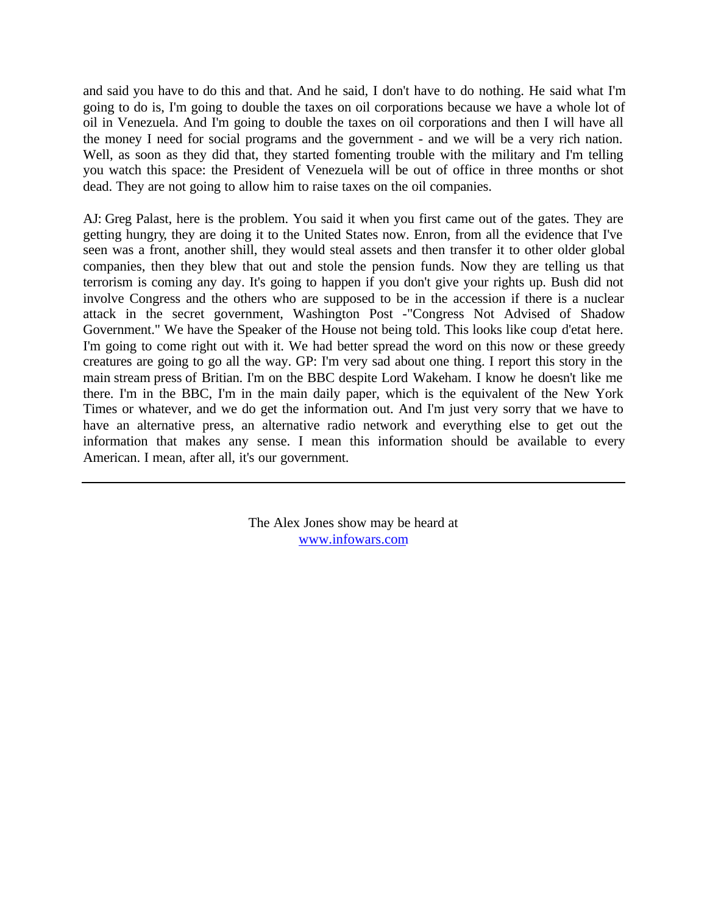and said you have to do this and that. And he said, I don't have to do nothing. He said what I'm going to do is, I'm going to double the taxes on oil corporations because we have a whole lot of oil in Venezuela. And I'm going to double the taxes on oil corporations and then I will have all the money I need for social programs and the government - and we will be a very rich nation. Well, as soon as they did that, they started fomenting trouble with the military and I'm telling you watch this space: the President of Venezuela will be out of office in three months or shot dead. They are not going to allow him to raise taxes on the oil companies.

AJ: Greg Palast, here is the problem. You said it when you first came out of the gates. They are getting hungry, they are doing it to the United States now. Enron, from all the evidence that I've seen was a front, another shill, they would steal assets and then transfer it to other older global companies, then they blew that out and stole the pension funds. Now they are telling us that terrorism is coming any day. It's going to happen if you don't give your rights up. Bush did not involve Congress and the others who are supposed to be in the accession if there is a nuclear attack in the secret government, Washington Post -"Congress Not Advised of Shadow Government." We have the Speaker of the House not being told. This looks like coup d'etat here. I'm going to come right out with it. We had better spread the word on this now or these greedy creatures are going to go all the way. GP: I'm very sad about one thing. I report this story in the main stream press of Britian. I'm on the BBC despite Lord Wakeham. I know he doesn't like me there. I'm in the BBC, I'm in the main daily paper, which is the equivalent of the New York Times or whatever, and we do get the information out. And I'm just very sorry that we have to have an alternative press, an alternative radio network and everything else to get out the information that makes any sense. I mean this information should be available to every American. I mean, after all, it's our government.

---

The Alex Jones show may be heard at
www.infowars.com